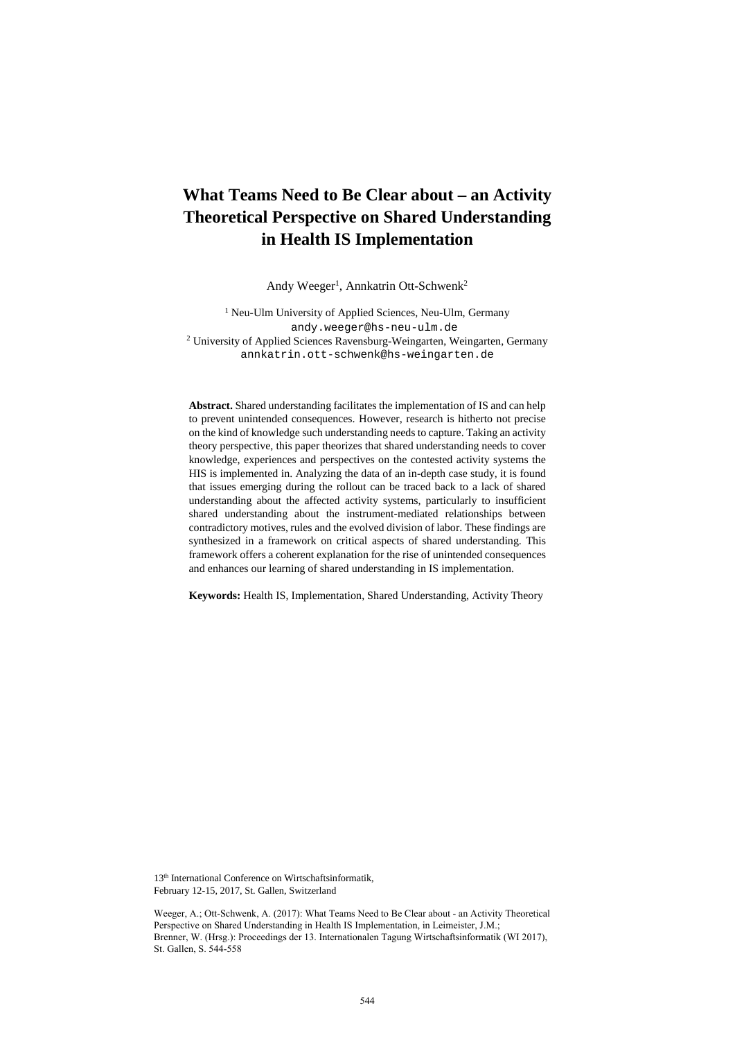# What Teams Need to Be Clear about – an Activity Theoretical Perspective on Shared Understanding in Health IS Implementation

Andy Weeger[1], Annkatrin Ott-Schwenk[2]

[1] Neu-Ulm University of Applied Sciences, Neu-Ulm, Germany
andy.weeger@hs-neu-ulm.de
[2] University of Applied Sciences Ravensburg-Weingarten, Weingarten, Germany
annkatrin.ott-schwenk@hs-weingarten.de

**Abstract.** Shared understanding facilitates the implementation of IS and can help to prevent unintended consequences. However, research is hitherto not precise on the kind of knowledge such understanding needs to capture. Taking an activity theory perspective, this paper theorizes that shared understanding needs to cover knowledge, experiences and perspectives on the contested activity systems the HIS is implemented in. Analyzing the data of an in-depth case study, it is found that issues emerging during the rollout can be traced back to a lack of shared understanding about the affected activity systems, particularly to insufficient shared understanding about the instrument-mediated relationships between contradictory motives, rules and the evolved division of labor. These findings are synthesized in a framework on critical aspects of shared understanding. This framework offers a coherent explanation for the rise of unintended consequences and enhances our learning of shared understanding in IS implementation.

**Keywords:** Health IS, Implementation, Shared Understanding, Activity Theory

13th International Conference on Wirtschaftsinformatik,
February 12-15, 2017, St. Gallen, Switzerland

Weeger, A.; Ott-Schwenk, A. (2017): What Teams Need to Be Clear about - an Activity Theoretical Perspective on Shared Understanding in Health IS Implementation, in Leimeister, J.M.; Brenner, W. (Hrsg.): Proceedings der 13. Internationalen Tagung Wirtschaftsinformatik (WI 2017), St. Gallen, S. 544-558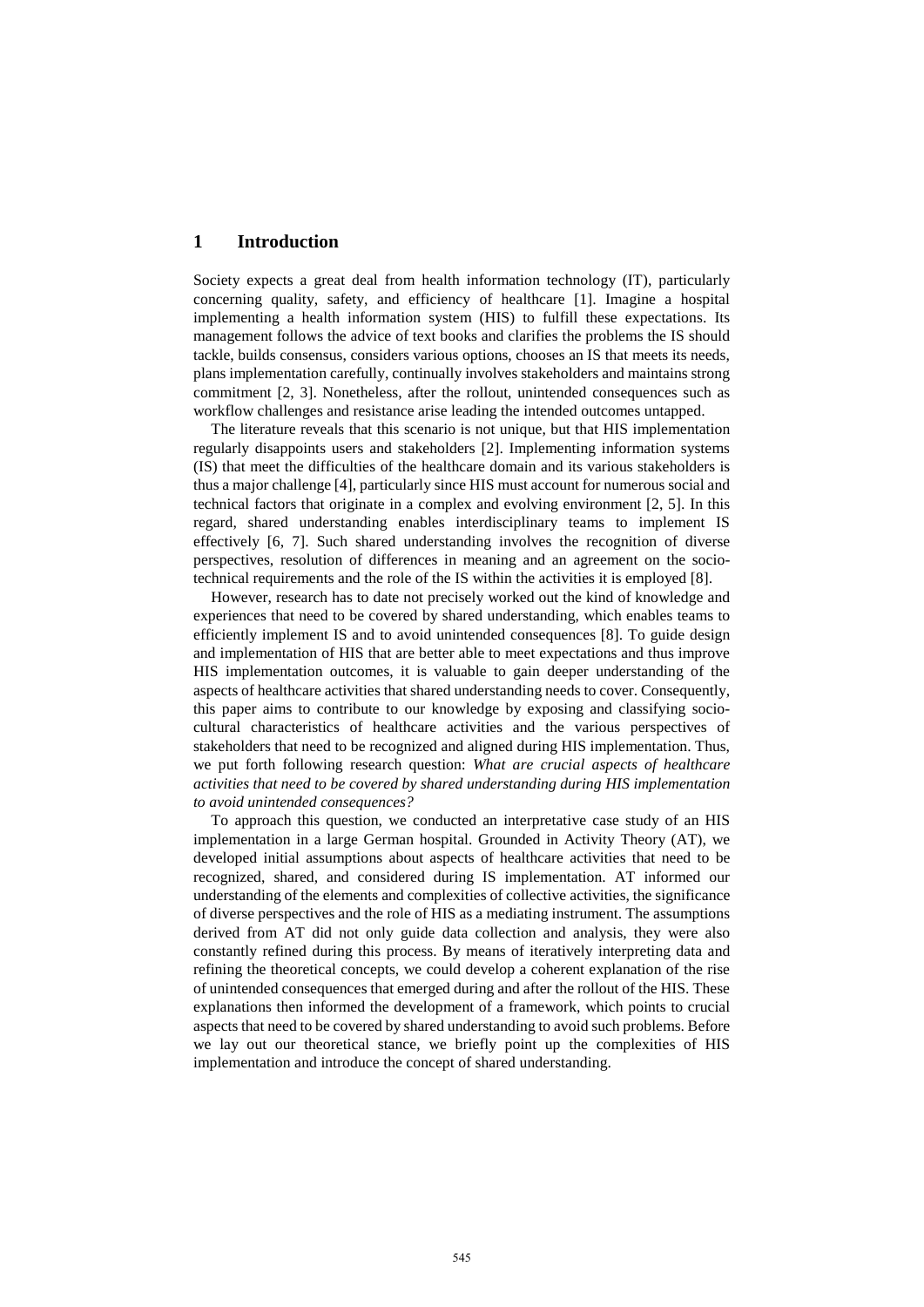## 1 Introduction

Society expects a great deal from health information technology (IT), particularly concerning quality, safety, and efficiency of healthcare [1]. Imagine a hospital implementing a health information system (HIS) to fulfill these expectations. Its management follows the advice of text books and clarifies the problems the IS should tackle, builds consensus, considers various options, chooses an IS that meets its needs, plans implementation carefully, continually involves stakeholders and maintains strong commitment [2, 3]. Nonetheless, after the rollout, unintended consequences such as workflow challenges and resistance arise leading the intended outcomes untapped.

The literature reveals that this scenario is not unique, but that HIS implementation regularly disappoints users and stakeholders [2]. Implementing information systems (IS) that meet the difficulties of the healthcare domain and its various stakeholders is thus a major challenge [4], particularly since HIS must account for numerous social and technical factors that originate in a complex and evolving environment [2, 5]. In this regard, shared understanding enables interdisciplinary teams to implement IS effectively [6, 7]. Such shared understanding involves the recognition of diverse perspectives, resolution of differences in meaning and an agreement on the socio-technical requirements and the role of the IS within the activities it is employed [8].

However, research has to date not precisely worked out the kind of knowledge and experiences that need to be covered by shared understanding, which enables teams to efficiently implement IS and to avoid unintended consequences [8]. To guide design and implementation of HIS that are better able to meet expectations and thus improve HIS implementation outcomes, it is valuable to gain deeper understanding of the aspects of healthcare activities that shared understanding needs to cover. Consequently, this paper aims to contribute to our knowledge by exposing and classifying socio-cultural characteristics of healthcare activities and the various perspectives of stakeholders that need to be recognized and aligned during HIS implementation. Thus, we put forth following research question: *What are crucial aspects of healthcare activities that need to be covered by shared understanding during HIS implementation to avoid unintended consequences?*

To approach this question, we conducted an interpretative case study of an HIS implementation in a large German hospital. Grounded in Activity Theory (AT), we developed initial assumptions about aspects of healthcare activities that need to be recognized, shared, and considered during IS implementation. AT informed our understanding of the elements and complexities of collective activities, the significance of diverse perspectives and the role of HIS as a mediating instrument. The assumptions derived from AT did not only guide data collection and analysis, they were also constantly refined during this process. By means of iteratively interpreting data and refining the theoretical concepts, we could develop a coherent explanation of the rise of unintended consequences that emerged during and after the rollout of the HIS. These explanations then informed the development of a framework, which points to crucial aspects that need to be covered by shared understanding to avoid such problems. Before we lay out our theoretical stance, we briefly point up the complexities of HIS implementation and introduce the concept of shared understanding.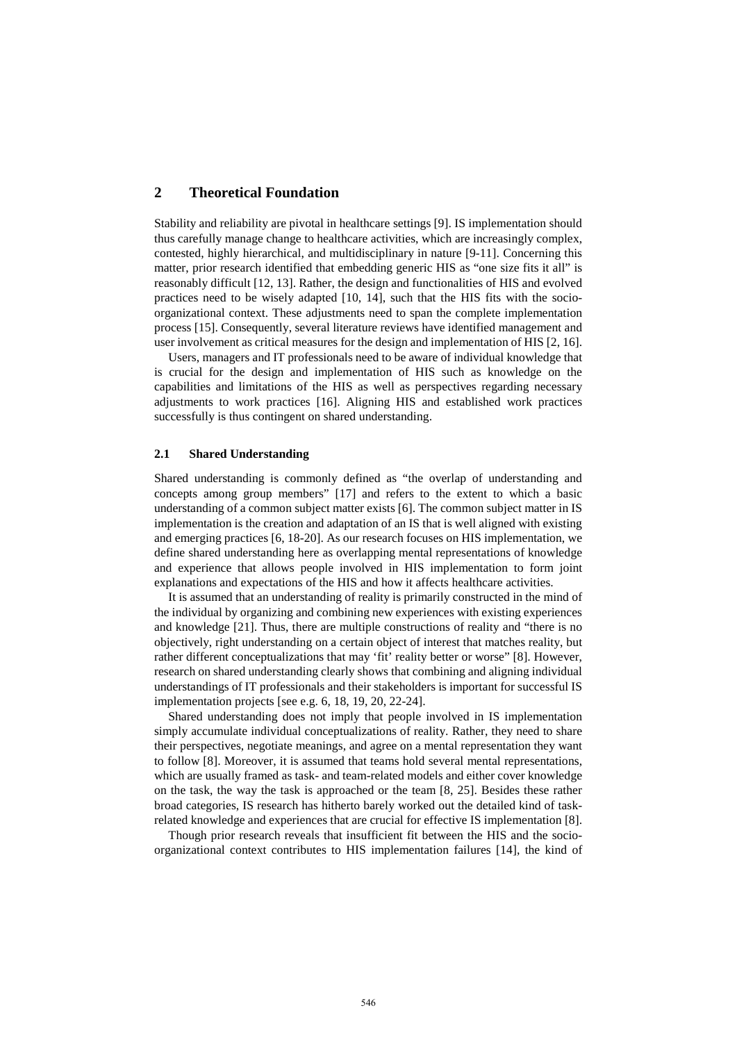## 2 Theoretical Foundation

Stability and reliability are pivotal in healthcare settings [9]. IS implementation should thus carefully manage change to healthcare activities, which are increasingly complex, contested, highly hierarchical, and multidisciplinary in nature [9-11]. Concerning this matter, prior research identified that embedding generic HIS as "one size fits it all" is reasonably difficult [12, 13]. Rather, the design and functionalities of HIS and evolved practices need to be wisely adapted [10, 14], such that the HIS fits with the socio-organizational context. These adjustments need to span the complete implementation process [15]. Consequently, several literature reviews have identified management and user involvement as critical measures for the design and implementation of HIS [2, 16].

Users, managers and IT professionals need to be aware of individual knowledge that is crucial for the design and implementation of HIS such as knowledge on the capabilities and limitations of the HIS as well as perspectives regarding necessary adjustments to work practices [16]. Aligning HIS and established work practices successfully is thus contingent on shared understanding.

### 2.1 Shared Understanding

Shared understanding is commonly defined as "the overlap of understanding and concepts among group members" [17] and refers to the extent to which a basic understanding of a common subject matter exists [6]. The common subject matter in IS implementation is the creation and adaptation of an IS that is well aligned with existing and emerging practices [6, 18-20]. As our research focuses on HIS implementation, we define shared understanding here as overlapping mental representations of knowledge and experience that allows people involved in HIS implementation to form joint explanations and expectations of the HIS and how it affects healthcare activities.

It is assumed that an understanding of reality is primarily constructed in the mind of the individual by organizing and combining new experiences with existing experiences and knowledge [21]. Thus, there are multiple constructions of reality and "there is no objectively, right understanding on a certain object of interest that matches reality, but rather different conceptualizations that may 'fit' reality better or worse" [8]. However, research on shared understanding clearly shows that combining and aligning individual understandings of IT professionals and their stakeholders is important for successful IS implementation projects [see e.g. 6, 18, 19, 20, 22-24].

Shared understanding does not imply that people involved in IS implementation simply accumulate individual conceptualizations of reality. Rather, they need to share their perspectives, negotiate meanings, and agree on a mental representation they want to follow [8]. Moreover, it is assumed that teams hold several mental representations, which are usually framed as task- and team-related models and either cover knowledge on the task, the way the task is approached or the team [8, 25]. Besides these rather broad categories, IS research has hitherto barely worked out the detailed kind of task-related knowledge and experiences that are crucial for effective IS implementation [8].

Though prior research reveals that insufficient fit between the HIS and the socio-organizational context contributes to HIS implementation failures [14], the kind of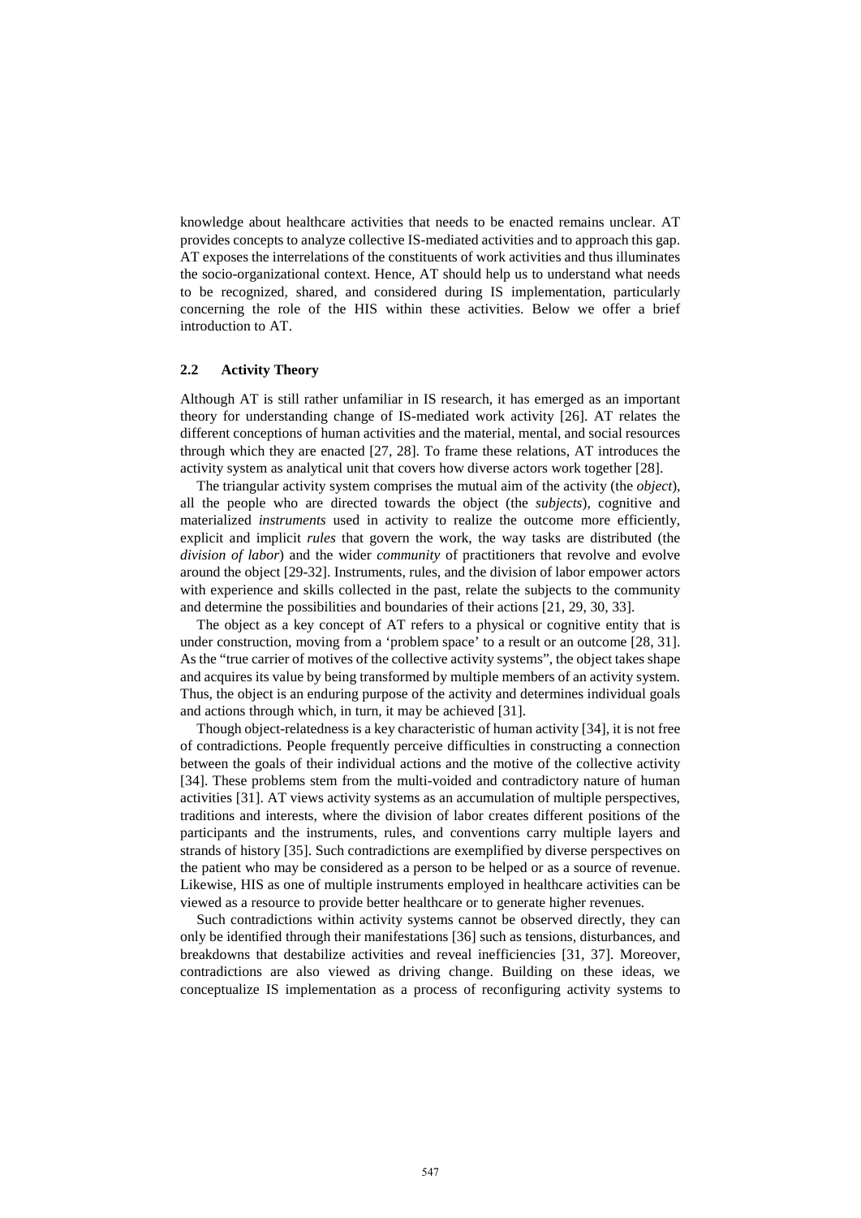knowledge about healthcare activities that needs to be enacted remains unclear. AT provides concepts to analyze collective IS-mediated activities and to approach this gap. AT exposes the interrelations of the constituents of work activities and thus illuminates the socio-organizational context. Hence, AT should help us to understand what needs to be recognized, shared, and considered during IS implementation, particularly concerning the role of the HIS within these activities. Below we offer a brief introduction to AT.

### 2.2 Activity Theory

Although AT is still rather unfamiliar in IS research, it has emerged as an important theory for understanding change of IS-mediated work activity [26]. AT relates the different conceptions of human activities and the material, mental, and social resources through which they are enacted [27, 28]. To frame these relations, AT introduces the activity system as analytical unit that covers how diverse actors work together [28].

The triangular activity system comprises the mutual aim of the activity (the *object*), all the people who are directed towards the object (the *subjects*), cognitive and materialized *instruments* used in activity to realize the outcome more efficiently, explicit and implicit *rules* that govern the work, the way tasks are distributed (the *division of labor*) and the wider *community* of practitioners that revolve and evolve around the object [29-32]. Instruments, rules, and the division of labor empower actors with experience and skills collected in the past, relate the subjects to the community and determine the possibilities and boundaries of their actions [21, 29, 30, 33].

The object as a key concept of AT refers to a physical or cognitive entity that is under construction, moving from a 'problem space' to a result or an outcome [28, 31]. As the "true carrier of motives of the collective activity systems", the object takes shape and acquires its value by being transformed by multiple members of an activity system. Thus, the object is an enduring purpose of the activity and determines individual goals and actions through which, in turn, it may be achieved [31].

Though object-relatedness is a key characteristic of human activity [34], it is not free of contradictions. People frequently perceive difficulties in constructing a connection between the goals of their individual actions and the motive of the collective activity [34]. These problems stem from the multi-voided and contradictory nature of human activities [31]. AT views activity systems as an accumulation of multiple perspectives, traditions and interests, where the division of labor creates different positions of the participants and the instruments, rules, and conventions carry multiple layers and strands of history [35]. Such contradictions are exemplified by diverse perspectives on the patient who may be considered as a person to be helped or as a source of revenue. Likewise, HIS as one of multiple instruments employed in healthcare activities can be viewed as a resource to provide better healthcare or to generate higher revenues.

Such contradictions within activity systems cannot be observed directly, they can only be identified through their manifestations [36] such as tensions, disturbances, and breakdowns that destabilize activities and reveal inefficiencies [31, 37]. Moreover, contradictions are also viewed as driving change. Building on these ideas, we conceptualize IS implementation as a process of reconfiguring activity systems to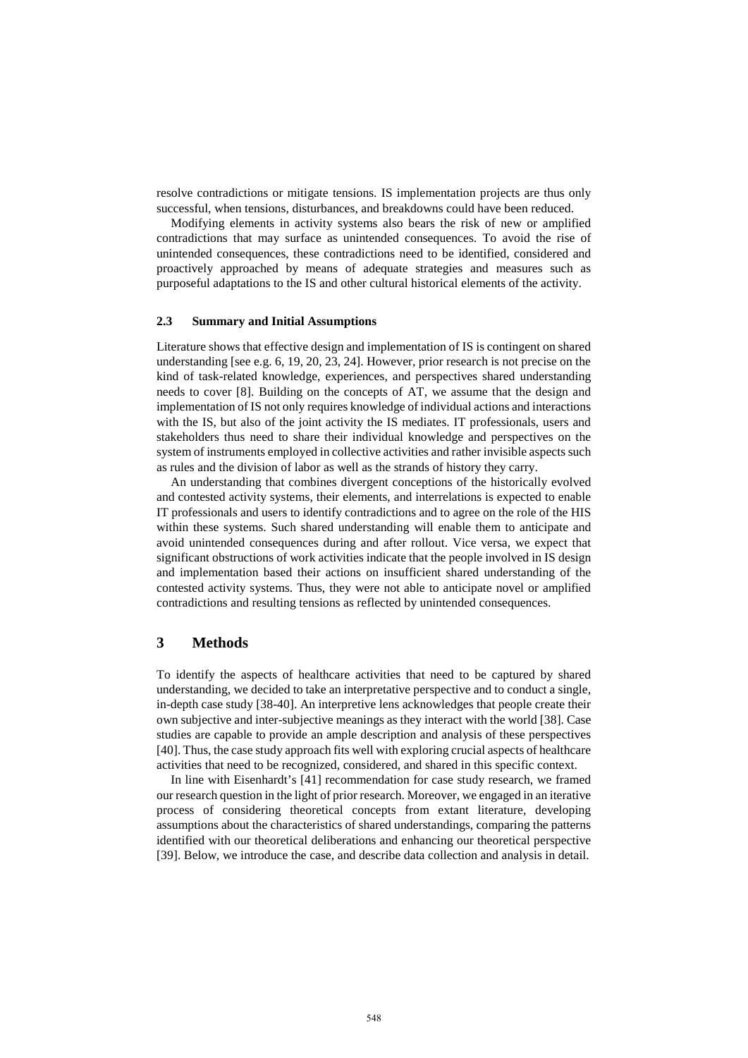resolve contradictions or mitigate tensions. IS implementation projects are thus only successful, when tensions, disturbances, and breakdowns could have been reduced.

Modifying elements in activity systems also bears the risk of new or amplified contradictions that may surface as unintended consequences. To avoid the rise of unintended consequences, these contradictions need to be identified, considered and proactively approached by means of adequate strategies and measures such as purposeful adaptations to the IS and other cultural historical elements of the activity.

### 2.3 Summary and Initial Assumptions

Literature shows that effective design and implementation of IS is contingent on shared understanding [see e.g. 6, 19, 20, 23, 24]. However, prior research is not precise on the kind of task-related knowledge, experiences, and perspectives shared understanding needs to cover [8]. Building on the concepts of AT, we assume that the design and implementation of IS not only requires knowledge of individual actions and interactions with the IS, but also of the joint activity the IS mediates. IT professionals, users and stakeholders thus need to share their individual knowledge and perspectives on the system of instruments employed in collective activities and rather invisible aspects such as rules and the division of labor as well as the strands of history they carry.

An understanding that combines divergent conceptions of the historically evolved and contested activity systems, their elements, and interrelations is expected to enable IT professionals and users to identify contradictions and to agree on the role of the HIS within these systems. Such shared understanding will enable them to anticipate and avoid unintended consequences during and after rollout. Vice versa, we expect that significant obstructions of work activities indicate that the people involved in IS design and implementation based their actions on insufficient shared understanding of the contested activity systems. Thus, they were not able to anticipate novel or amplified contradictions and resulting tensions as reflected by unintended consequences.

## 3 Methods

To identify the aspects of healthcare activities that need to be captured by shared understanding, we decided to take an interpretative perspective and to conduct a single, in-depth case study [38-40]. An interpretive lens acknowledges that people create their own subjective and inter-subjective meanings as they interact with the world [38]. Case studies are capable to provide an ample description and analysis of these perspectives [40]. Thus, the case study approach fits well with exploring crucial aspects of healthcare activities that need to be recognized, considered, and shared in this specific context.

In line with Eisenhardt's [41] recommendation for case study research, we framed our research question in the light of prior research. Moreover, we engaged in an iterative process of considering theoretical concepts from extant literature, developing assumptions about the characteristics of shared understandings, comparing the patterns identified with our theoretical deliberations and enhancing our theoretical perspective [39]. Below, we introduce the case, and describe data collection and analysis in detail.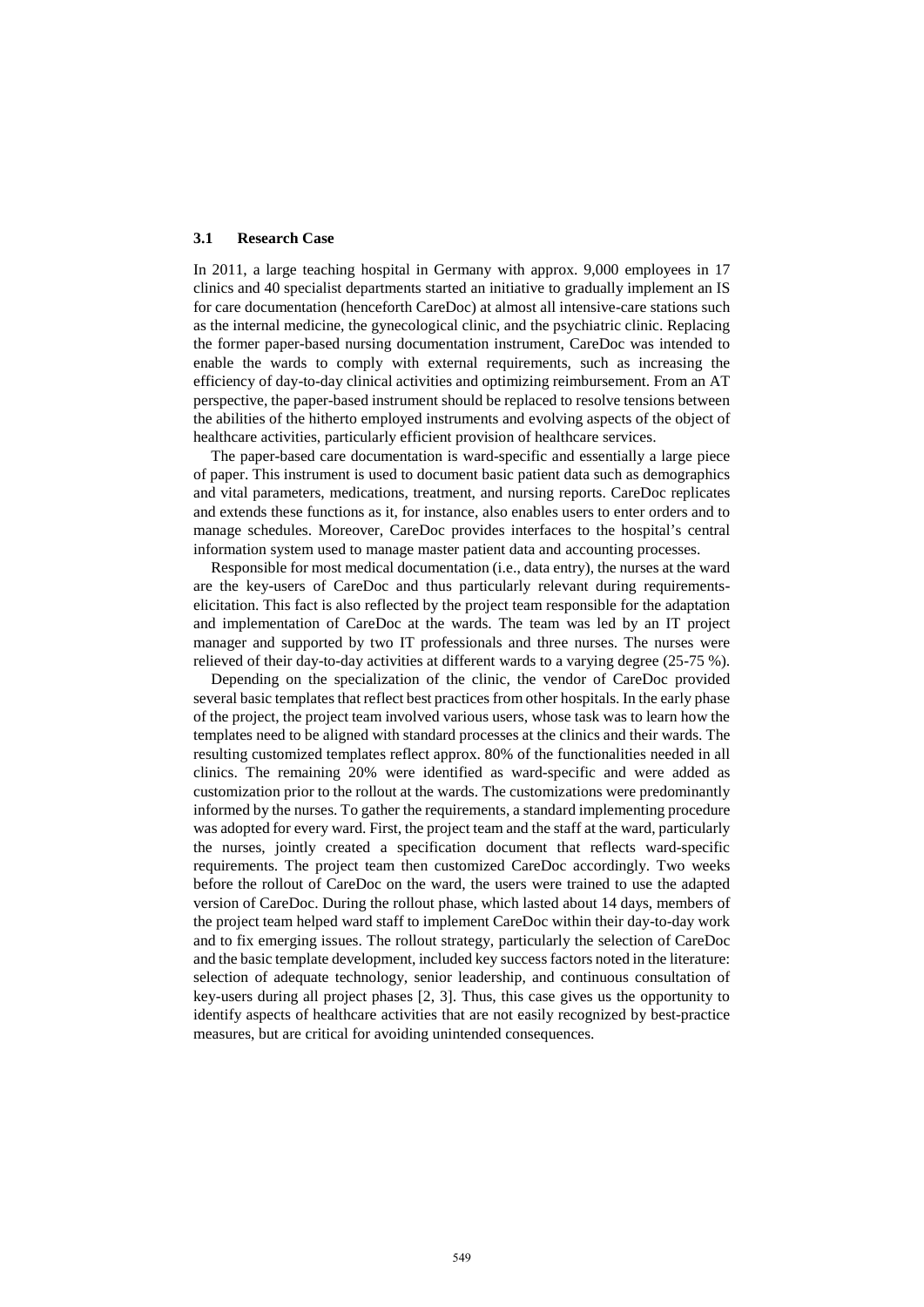### 3.1 Research Case

In 2011, a large teaching hospital in Germany with approx. 9,000 employees in 17 clinics and 40 specialist departments started an initiative to gradually implement an IS for care documentation (henceforth CareDoc) at almost all intensive-care stations such as the internal medicine, the gynecological clinic, and the psychiatric clinic. Replacing the former paper-based nursing documentation instrument, CareDoc was intended to enable the wards to comply with external requirements, such as increasing the efficiency of day-to-day clinical activities and optimizing reimbursement. From an AT perspective, the paper-based instrument should be replaced to resolve tensions between the abilities of the hitherto employed instruments and evolving aspects of the object of healthcare activities, particularly efficient provision of healthcare services.

The paper-based care documentation is ward-specific and essentially a large piece of paper. This instrument is used to document basic patient data such as demographics and vital parameters, medications, treatment, and nursing reports. CareDoc replicates and extends these functions as it, for instance, also enables users to enter orders and to manage schedules. Moreover, CareDoc provides interfaces to the hospital's central information system used to manage master patient data and accounting processes.

Responsible for most medical documentation (i.e., data entry), the nurses at the ward are the key-users of CareDoc and thus particularly relevant during requirements-elicitation. This fact is also reflected by the project team responsible for the adaptation and implementation of CareDoc at the wards. The team was led by an IT project manager and supported by two IT professionals and three nurses. The nurses were relieved of their day-to-day activities at different wards to a varying degree (25-75 %).

Depending on the specialization of the clinic, the vendor of CareDoc provided several basic templates that reflect best practices from other hospitals. In the early phase of the project, the project team involved various users, whose task was to learn how the templates need to be aligned with standard processes at the clinics and their wards. The resulting customized templates reflect approx. 80% of the functionalities needed in all clinics. The remaining 20% were identified as ward-specific and were added as customization prior to the rollout at the wards. The customizations were predominantly informed by the nurses. To gather the requirements, a standard implementing procedure was adopted for every ward. First, the project team and the staff at the ward, particularly the nurses, jointly created a specification document that reflects ward-specific requirements. The project team then customized CareDoc accordingly. Two weeks before the rollout of CareDoc on the ward, the users were trained to use the adapted version of CareDoc. During the rollout phase, which lasted about 14 days, members of the project team helped ward staff to implement CareDoc within their day-to-day work and to fix emerging issues. The rollout strategy, particularly the selection of CareDoc and the basic template development, included key success factors noted in the literature: selection of adequate technology, senior leadership, and continuous consultation of key-users during all project phases [2, 3]. Thus, this case gives us the opportunity to identify aspects of healthcare activities that are not easily recognized by best-practice measures, but are critical for avoiding unintended consequences.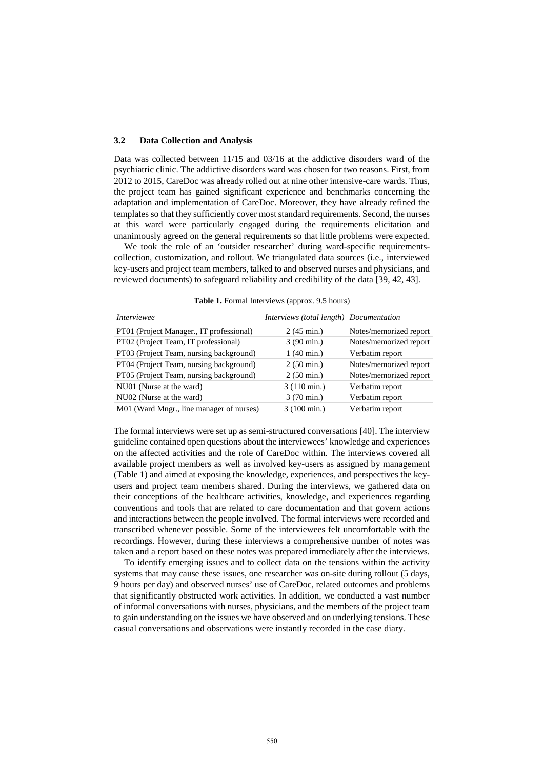### 3.2 Data Collection and Analysis

Data was collected between 11/15 and 03/16 at the addictive disorders ward of the psychiatric clinic. The addictive disorders ward was chosen for two reasons. First, from 2012 to 2015, CareDoc was already rolled out at nine other intensive-care wards. Thus, the project team has gained significant experience and benchmarks concerning the adaptation and implementation of CareDoc. Moreover, they have already refined the templates so that they sufficiently cover most standard requirements. Second, the nurses at this ward were particularly engaged during the requirements elicitation and unanimously agreed on the general requirements so that little problems were expected.

We took the role of an 'outsider researcher' during ward-specific requirements-collection, customization, and rollout. We triangulated data sources (i.e., interviewed key-users and project team members, talked to and observed nurses and physicians, and reviewed documents) to safeguard reliability and credibility of the data [39, 42, 43].

**Table 1.** Formal Interviews (approx. 9.5 hours)

| *Interviewee* | *Interviews (total length)* | *Documentation* |
|---|---|---|
| PT01 (Project Manager., IT professional) | 2 (45 min.) | Notes/memorized report |
| PT02 (Project Team, IT professional) | 3 (90 min.) | Notes/memorized report |
| PT03 (Project Team, nursing background) | 1 (40 min.) | Verbatim report |
| PT04 (Project Team, nursing background) | 2 (50 min.) | Notes/memorized report |
| PT05 (Project Team, nursing background) | 2 (50 min.) | Notes/memorized report |
| NU01 (Nurse at the ward) | 3 (110 min.) | Verbatim report |
| NU02 (Nurse at the ward) | 3 (70 min.) | Verbatim report |
| M01 (Ward Mngr., line manager of nurses) | 3 (100 min.) | Verbatim report |

The formal interviews were set up as semi-structured conversations [40]. The interview guideline contained open questions about the interviewees' knowledge and experiences on the affected activities and the role of CareDoc within. The interviews covered all available project members as well as involved key-users as assigned by management (Table 1) and aimed at exposing the knowledge, experiences, and perspectives the key-users and project team members shared. During the interviews, we gathered data on their conceptions of the healthcare activities, knowledge, and experiences regarding conventions and tools that are related to care documentation and that govern actions and interactions between the people involved. The formal interviews were recorded and transcribed whenever possible. Some of the interviewees felt uncomfortable with the recordings. However, during these interviews a comprehensive number of notes was taken and a report based on these notes was prepared immediately after the interviews.

To identify emerging issues and to collect data on the tensions within the activity systems that may cause these issues, one researcher was on-site during rollout (5 days, 9 hours per day) and observed nurses' use of CareDoc, related outcomes and problems that significantly obstructed work activities. In addition, we conducted a vast number of informal conversations with nurses, physicians, and the members of the project team to gain understanding on the issues we have observed and on underlying tensions. These casual conversations and observations were instantly recorded in the case diary.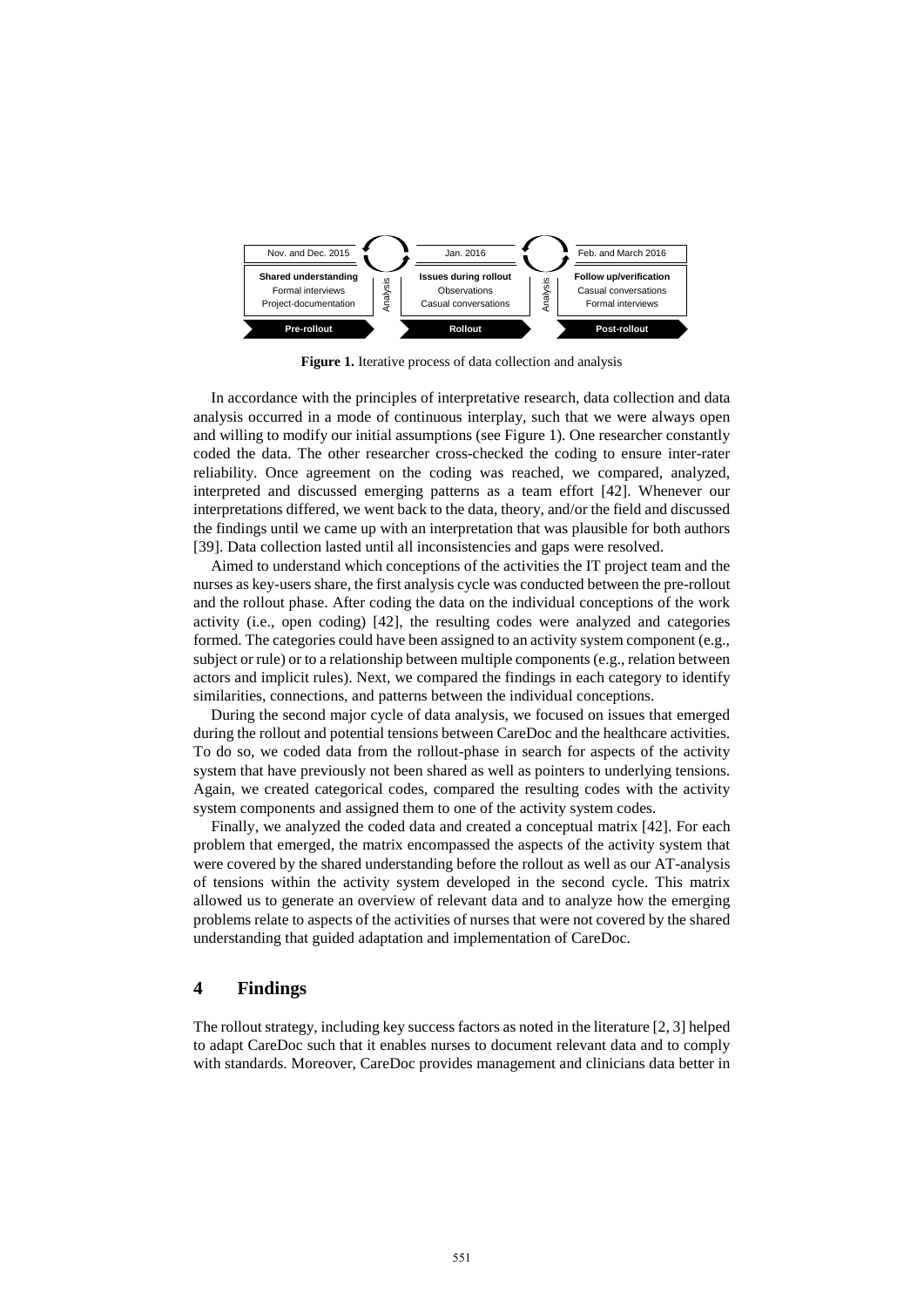| Nov. and Dec. 2015 | | Jan. 2016 | | Feb. and March 2016 |
|---|---|---|---|---|
| **Shared understanding**<br>Formal interviews<br>Project-documentation | Analysis | **Issues during rollout**<br>Observations<br>Casual conversations | Analysis | **Follow up/verification**<br>Casual conversations<br>Formal interviews |
| **Pre-rollout** | | **Rollout** | | **Post-rollout** |

**Figure 1.** Iterative process of data collection and analysis

In accordance with the principles of interpretative research, data collection and data analysis occurred in a mode of continuous interplay, such that we were always open and willing to modify our initial assumptions (see Figure 1). One researcher constantly coded the data. The other researcher cross-checked the coding to ensure inter-rater reliability. Once agreement on the coding was reached, we compared, analyzed, interpreted and discussed emerging patterns as a team effort [42]. Whenever our interpretations differed, we went back to the data, theory, and/or the field and discussed the findings until we came up with an interpretation that was plausible for both authors [39]. Data collection lasted until all inconsistencies and gaps were resolved.

Aimed to understand which conceptions of the activities the IT project team and the nurses as key-users share, the first analysis cycle was conducted between the pre-rollout and the rollout phase. After coding the data on the individual conceptions of the work activity (i.e., open coding) [42], the resulting codes were analyzed and categories formed. The categories could have been assigned to an activity system component (e.g., subject or rule) or to a relationship between multiple components (e.g., relation between actors and implicit rules). Next, we compared the findings in each category to identify similarities, connections, and patterns between the individual conceptions.

During the second major cycle of data analysis, we focused on issues that emerged during the rollout and potential tensions between CareDoc and the healthcare activities. To do so, we coded data from the rollout-phase in search for aspects of the activity system that have previously not been shared as well as pointers to underlying tensions. Again, we created categorical codes, compared the resulting codes with the activity system components and assigned them to one of the activity system codes.

Finally, we analyzed the coded data and created a conceptual matrix [42]. For each problem that emerged, the matrix encompassed the aspects of the activity system that were covered by the shared understanding before the rollout as well as our AT-analysis of tensions within the activity system developed in the second cycle. This matrix allowed us to generate an overview of relevant data and to analyze how the emerging problems relate to aspects of the activities of nurses that were not covered by the shared understanding that guided adaptation and implementation of CareDoc.

## 4 Findings

The rollout strategy, including key success factors as noted in the literature [2, 3] helped to adapt CareDoc such that it enables nurses to document relevant data and to comply with standards. Moreover, CareDoc provides management and clinicians data better in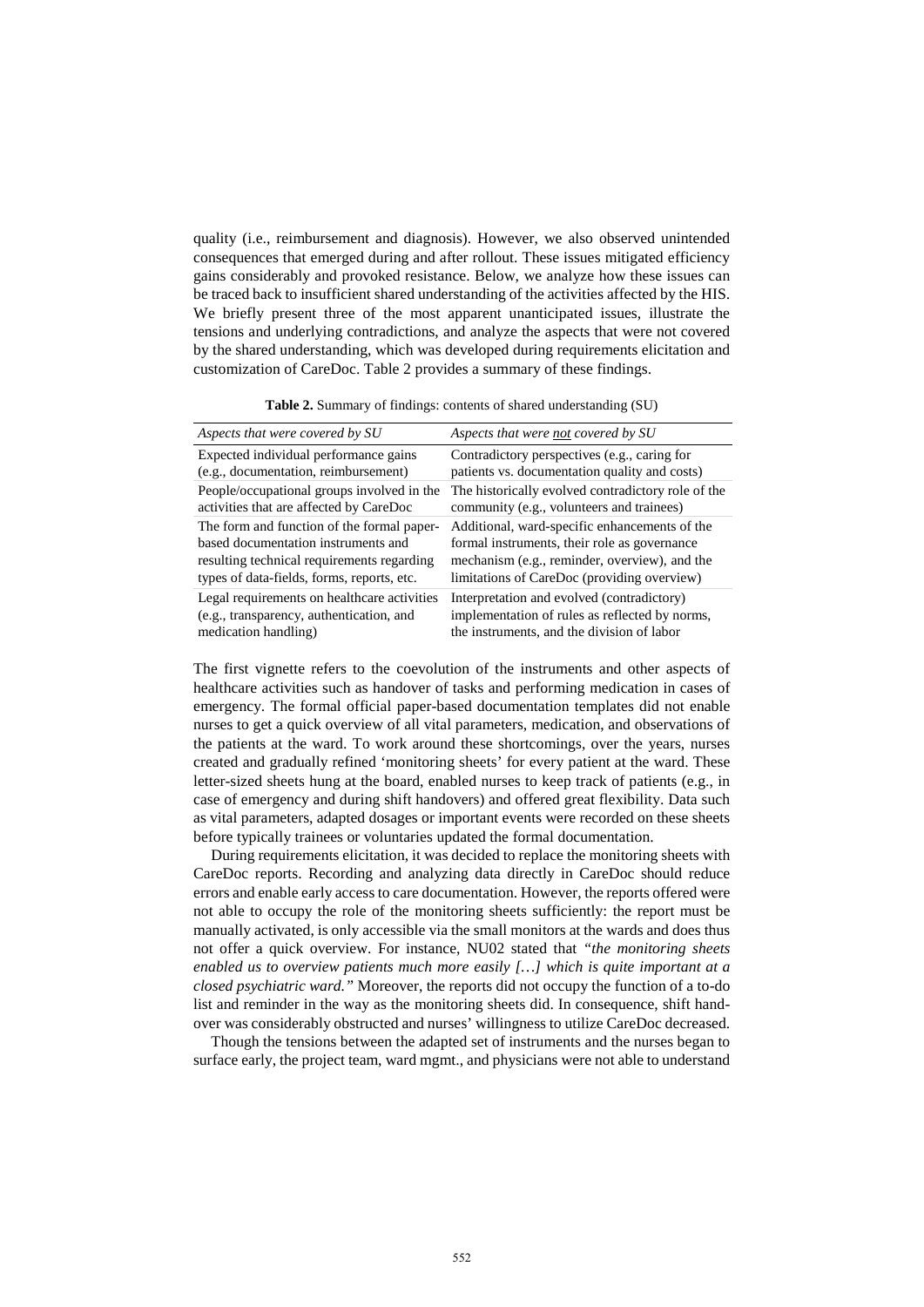quality (i.e., reimbursement and diagnosis). However, we also observed unintended consequences that emerged during and after rollout. These issues mitigated efficiency gains considerably and provoked resistance. Below, we analyze how these issues can be traced back to insufficient shared understanding of the activities affected by the HIS. We briefly present three of the most apparent unanticipated issues, illustrate the tensions and underlying contradictions, and analyze the aspects that were not covered by the shared understanding, which was developed during requirements elicitation and customization of CareDoc. Table 2 provides a summary of these findings.

**Table 2.** Summary of findings: contents of shared understanding (SU)

| *Aspects that were covered by SU* | *Aspects that were not covered by SU* |
|---|---|
| Expected individual performance gains (e.g., documentation, reimbursement) | Contradictory perspectives (e.g., caring for patients vs. documentation quality and costs) |
| People/occupational groups involved in the activities that are affected by CareDoc | The historically evolved contradictory role of the community (e.g., volunteers and trainees) |
| The form and function of the formal paper-based documentation instruments and resulting technical requirements regarding types of data-fields, forms, reports, etc. | Additional, ward-specific enhancements of the formal instruments, their role as governance mechanism (e.g., reminder, overview), and the limitations of CareDoc (providing overview) |
| Legal requirements on healthcare activities (e.g., transparency, authentication, and medication handling) | Interpretation and evolved (contradictory) implementation of rules as reflected by norms, the instruments, and the division of labor |

The first vignette refers to the coevolution of the instruments and other aspects of healthcare activities such as handover of tasks and performing medication in cases of emergency. The formal official paper-based documentation templates did not enable nurses to get a quick overview of all vital parameters, medication, and observations of the patients at the ward. To work around these shortcomings, over the years, nurses created and gradually refined 'monitoring sheets' for every patient at the ward. These letter-sized sheets hung at the board, enabled nurses to keep track of patients (e.g., in case of emergency and during shift handovers) and offered great flexibility. Data such as vital parameters, adapted dosages or important events were recorded on these sheets before typically trainees or voluntaries updated the formal documentation.

During requirements elicitation, it was decided to replace the monitoring sheets with CareDoc reports. Recording and analyzing data directly in CareDoc should reduce errors and enable early access to care documentation. However, the reports offered were not able to occupy the role of the monitoring sheets sufficiently: the report must be manually activated, is only accessible via the small monitors at the wards and does thus not offer a quick overview. For instance, NU02 stated that *"the monitoring sheets enabled us to overview patients much more easily […] which is quite important at a closed psychiatric ward."* Moreover, the reports did not occupy the function of a to-do list and reminder in the way as the monitoring sheets did. In consequence, shift hand-over was considerably obstructed and nurses' willingness to utilize CareDoc decreased.

Though the tensions between the adapted set of instruments and the nurses began to surface early, the project team, ward mgmt., and physicians were not able to understand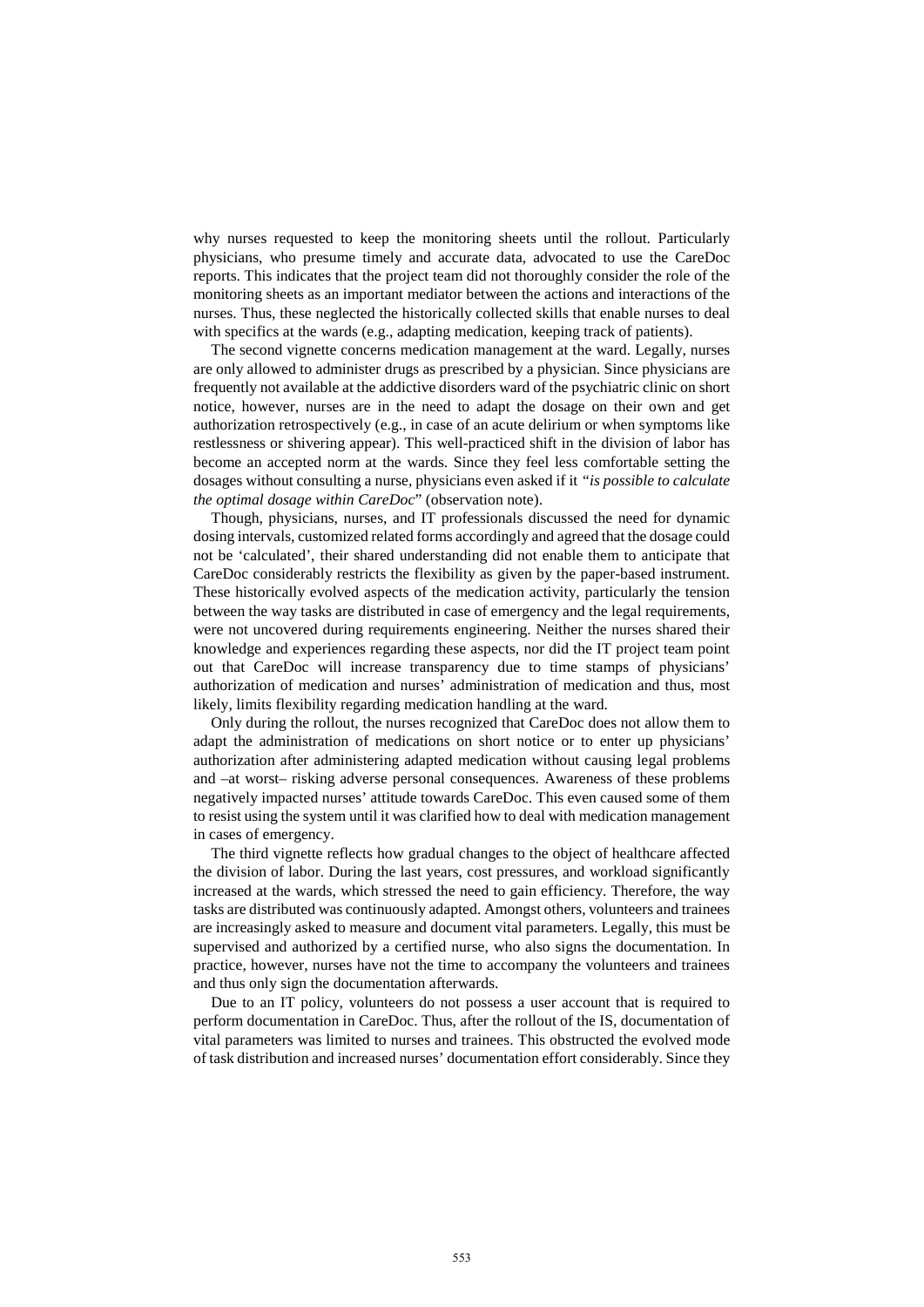why nurses requested to keep the monitoring sheets until the rollout. Particularly physicians, who presume timely and accurate data, advocated to use the CareDoc reports. This indicates that the project team did not thoroughly consider the role of the monitoring sheets as an important mediator between the actions and interactions of the nurses. Thus, these neglected the historically collected skills that enable nurses to deal with specifics at the wards (e.g., adapting medication, keeping track of patients).

The second vignette concerns medication management at the ward. Legally, nurses are only allowed to administer drugs as prescribed by a physician. Since physicians are frequently not available at the addictive disorders ward of the psychiatric clinic on short notice, however, nurses are in the need to adapt the dosage on their own and get authorization retrospectively (e.g., in case of an acute delirium or when symptoms like restlessness or shivering appear). This well-practiced shift in the division of labor has become an accepted norm at the wards. Since they feel less comfortable setting the dosages without consulting a nurse, physicians even asked if it *"is possible to calculate the optimal dosage within CareDoc*" (observation note).

Though, physicians, nurses, and IT professionals discussed the need for dynamic dosing intervals, customized related forms accordingly and agreed that the dosage could not be 'calculated', their shared understanding did not enable them to anticipate that CareDoc considerably restricts the flexibility as given by the paper-based instrument. These historically evolved aspects of the medication activity, particularly the tension between the way tasks are distributed in case of emergency and the legal requirements, were not uncovered during requirements engineering. Neither the nurses shared their knowledge and experiences regarding these aspects, nor did the IT project team point out that CareDoc will increase transparency due to time stamps of physicians' authorization of medication and nurses' administration of medication and thus, most likely, limits flexibility regarding medication handling at the ward.

Only during the rollout, the nurses recognized that CareDoc does not allow them to adapt the administration of medications on short notice or to enter up physicians' authorization after administering adapted medication without causing legal problems and –at worst– risking adverse personal consequences. Awareness of these problems negatively impacted nurses' attitude towards CareDoc. This even caused some of them to resist using the system until it was clarified how to deal with medication management in cases of emergency.

The third vignette reflects how gradual changes to the object of healthcare affected the division of labor. During the last years, cost pressures, and workload significantly increased at the wards, which stressed the need to gain efficiency. Therefore, the way tasks are distributed was continuously adapted. Amongst others, volunteers and trainees are increasingly asked to measure and document vital parameters. Legally, this must be supervised and authorized by a certified nurse, who also signs the documentation. In practice, however, nurses have not the time to accompany the volunteers and trainees and thus only sign the documentation afterwards.

Due to an IT policy, volunteers do not possess a user account that is required to perform documentation in CareDoc. Thus, after the rollout of the IS, documentation of vital parameters was limited to nurses and trainees. This obstructed the evolved mode of task distribution and increased nurses' documentation effort considerably. Since they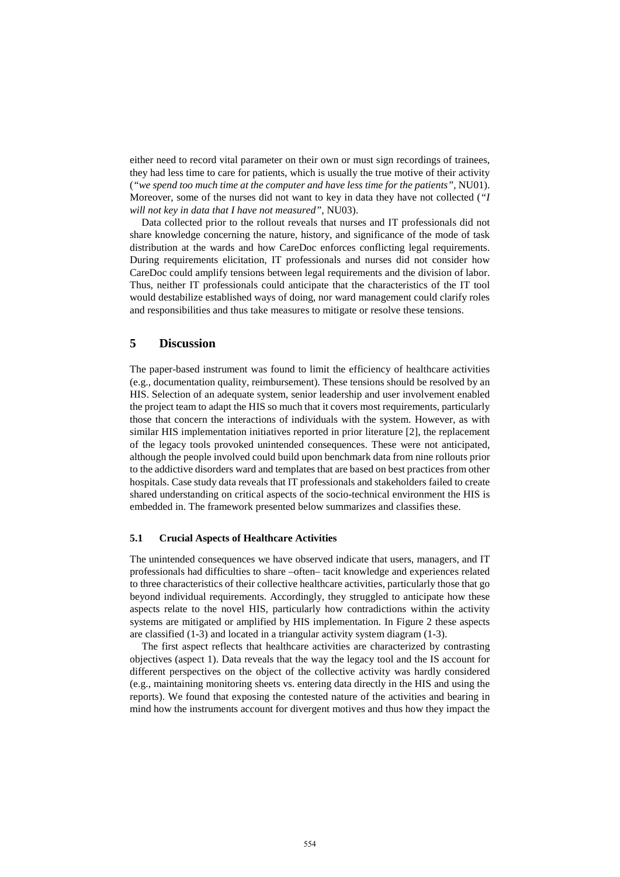either need to record vital parameter on their own or must sign recordings of trainees, they had less time to care for patients, which is usually the true motive of their activity (*"we spend too much time at the computer and have less time for the patients"*, NU01). Moreover, some of the nurses did not want to key in data they have not collected (*"I will not key in data that I have not measured"*, NU03).

Data collected prior to the rollout reveals that nurses and IT professionals did not share knowledge concerning the nature, history, and significance of the mode of task distribution at the wards and how CareDoc enforces conflicting legal requirements. During requirements elicitation, IT professionals and nurses did not consider how CareDoc could amplify tensions between legal requirements and the division of labor. Thus, neither IT professionals could anticipate that the characteristics of the IT tool would destabilize established ways of doing, nor ward management could clarify roles and responsibilities and thus take measures to mitigate or resolve these tensions.

## 5 Discussion

The paper-based instrument was found to limit the efficiency of healthcare activities (e.g., documentation quality, reimbursement). These tensions should be resolved by an HIS. Selection of an adequate system, senior leadership and user involvement enabled the project team to adapt the HIS so much that it covers most requirements, particularly those that concern the interactions of individuals with the system. However, as with similar HIS implementation initiatives reported in prior literature [2], the replacement of the legacy tools provoked unintended consequences. These were not anticipated, although the people involved could build upon benchmark data from nine rollouts prior to the addictive disorders ward and templates that are based on best practices from other hospitals. Case study data reveals that IT professionals and stakeholders failed to create shared understanding on critical aspects of the socio-technical environment the HIS is embedded in. The framework presented below summarizes and classifies these.

### 5.1 Crucial Aspects of Healthcare Activities

The unintended consequences we have observed indicate that users, managers, and IT professionals had difficulties to share –often– tacit knowledge and experiences related to three characteristics of their collective healthcare activities, particularly those that go beyond individual requirements. Accordingly, they struggled to anticipate how these aspects relate to the novel HIS, particularly how contradictions within the activity systems are mitigated or amplified by HIS implementation. In Figure 2 these aspects are classified (1-3) and located in a triangular activity system diagram (1-3).

The first aspect reflects that healthcare activities are characterized by contrasting objectives (aspect 1). Data reveals that the way the legacy tool and the IS account for different perspectives on the object of the collective activity was hardly considered (e.g., maintaining monitoring sheets vs. entering data directly in the HIS and using the reports). We found that exposing the contested nature of the activities and bearing in mind how the instruments account for divergent motives and thus how they impact the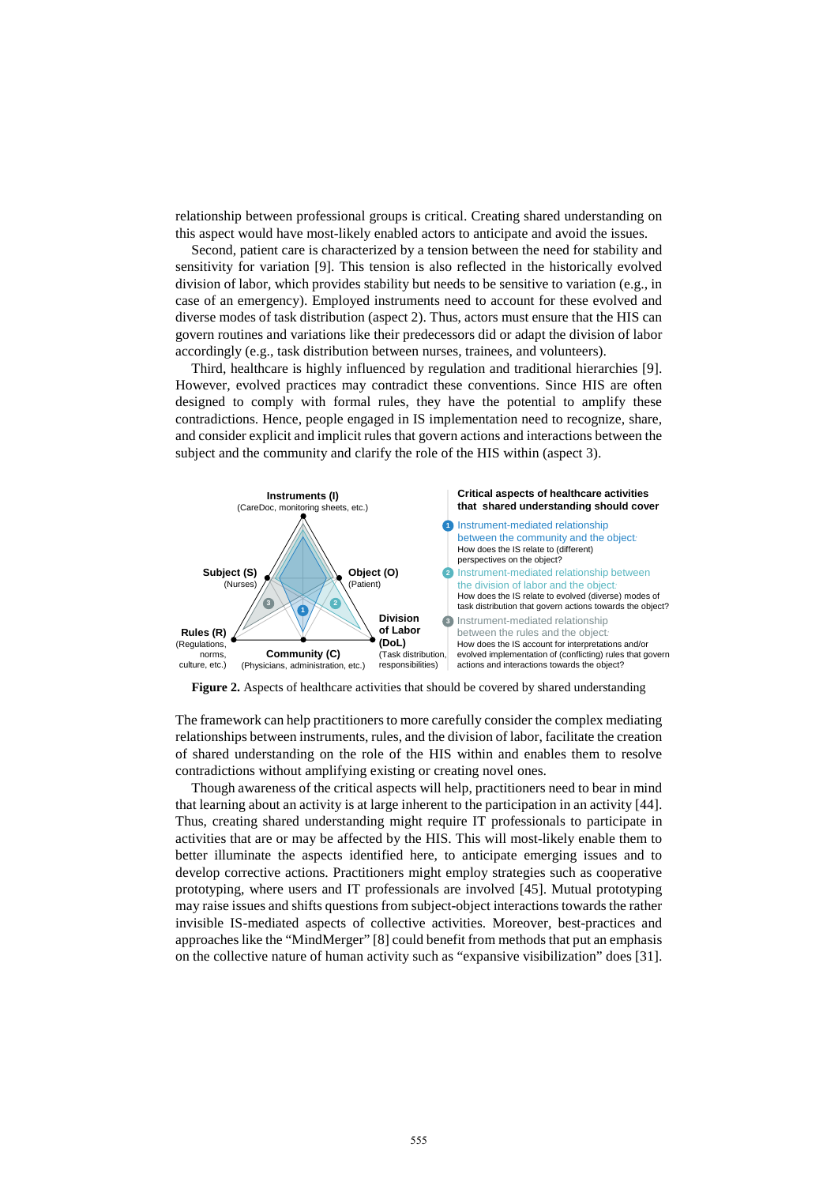relationship between professional groups is critical. Creating shared understanding on this aspect would have most-likely enabled actors to anticipate and avoid the issues.

Second, patient care is characterized by a tension between the need for stability and sensitivity for variation [9]. This tension is also reflected in the historically evolved division of labor, which provides stability but needs to be sensitive to variation (e.g., in case of an emergency). Employed instruments need to account for these evolved and diverse modes of task distribution (aspect 2). Thus, actors must ensure that the HIS can govern routines and variations like their predecessors did or adapt the division of labor accordingly (e.g., task distribution between nurses, trainees, and volunteers).

Third, healthcare is highly influenced by regulation and traditional hierarchies [9]. However, evolved practices may contradict these conventions. Since HIS are often designed to comply with formal rules, they have the potential to amplify these contradictions. Hence, people engaged in IS implementation need to recognize, share, and consider explicit and implicit rules that govern actions and interactions between the subject and the community and clarify the role of the HIS within (aspect 3).

Instruments (I) (CareDoc, monitoring sheets, etc.)

Subject (S) (Nurses)

Object (O) (Patient)

Rules (R) (Regulations, norms, culture, etc.)

Community (C) (Physicians, administration, etc.)

Division of Labor (DoL) (Task distribution, responsibilities)

**Critical aspects of healthcare activities that shared understanding should cover**

1. Instrument-mediated relationship between the community and the object: How does the IS relate to (different) perspectives on the object?
2. Instrument-mediated relationship between the division of labor and the object: How does the IS relate to evolved (diverse) modes of task distribution that govern actions towards the object?
3. Instrument-mediated relationship between the rules and the object: How does the IS account for interpretations and/or evolved implementation of (conflicting) rules that govern actions and interactions towards the object?

**Figure 2.** Aspects of healthcare activities that should be covered by shared understanding

The framework can help practitioners to more carefully consider the complex mediating relationships between instruments, rules, and the division of labor, facilitate the creation of shared understanding on the role of the HIS within and enables them to resolve contradictions without amplifying existing or creating novel ones.

Though awareness of the critical aspects will help, practitioners need to bear in mind that learning about an activity is at large inherent to the participation in an activity [44]. Thus, creating shared understanding might require IT professionals to participate in activities that are or may be affected by the HIS. This will most-likely enable them to better illuminate the aspects identified here, to anticipate emerging issues and to develop corrective actions. Practitioners might employ strategies such as cooperative prototyping, where users and IT professionals are involved [45]. Mutual prototyping may raise issues and shifts questions from subject-object interactions towards the rather invisible IS-mediated aspects of collective activities. Moreover, best-practices and approaches like the "MindMerger" [8] could benefit from methods that put an emphasis on the collective nature of human activity such as "expansive visibilization" does [31].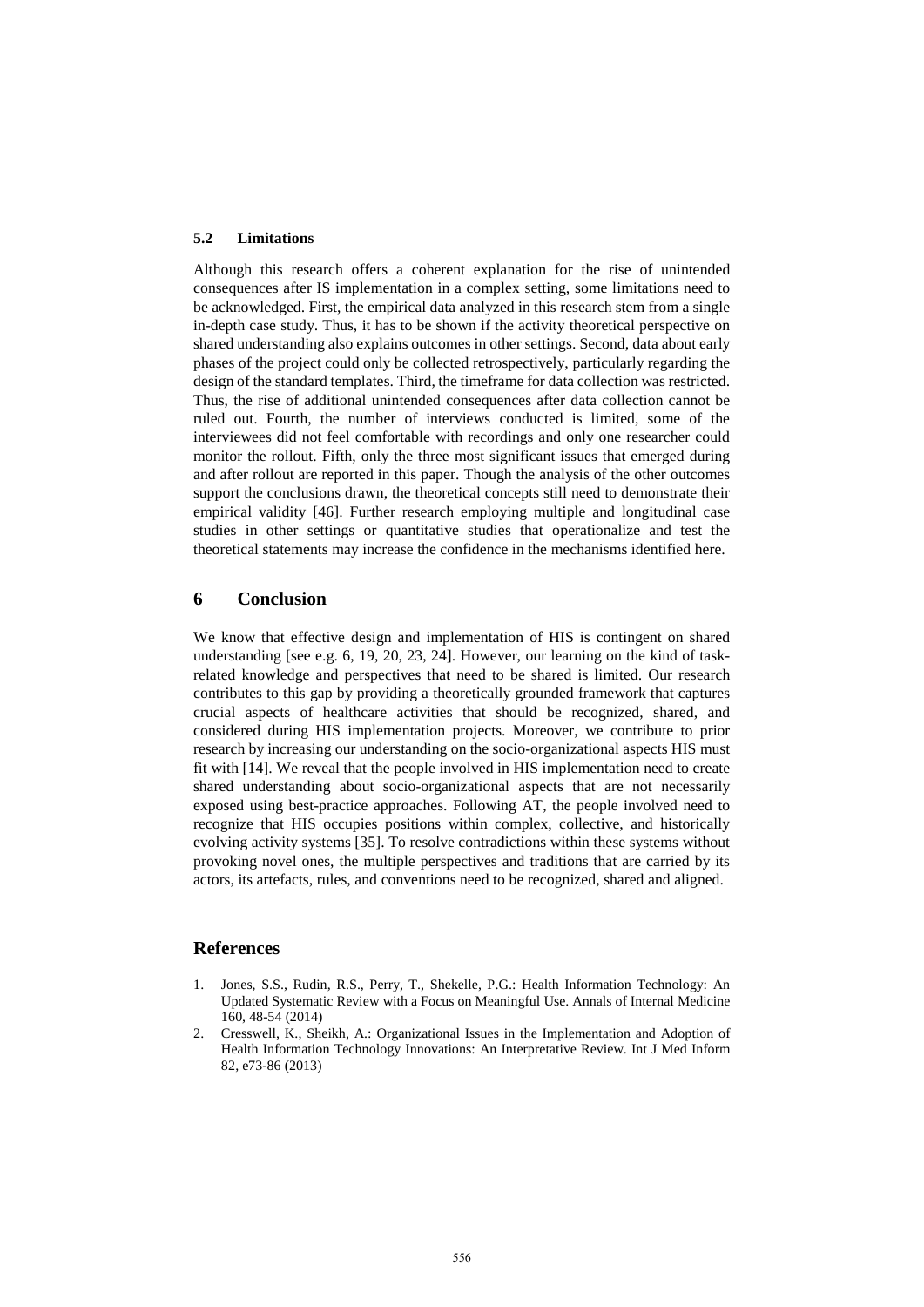### 5.2 Limitations

Although this research offers a coherent explanation for the rise of unintended consequences after IS implementation in a complex setting, some limitations need to be acknowledged. First, the empirical data analyzed in this research stem from a single in-depth case study. Thus, it has to be shown if the activity theoretical perspective on shared understanding also explains outcomes in other settings. Second, data about early phases of the project could only be collected retrospectively, particularly regarding the design of the standard templates. Third, the timeframe for data collection was restricted. Thus, the rise of additional unintended consequences after data collection cannot be ruled out. Fourth, the number of interviews conducted is limited, some of the interviewees did not feel comfortable with recordings and only one researcher could monitor the rollout. Fifth, only the three most significant issues that emerged during and after rollout are reported in this paper. Though the analysis of the other outcomes support the conclusions drawn, the theoretical concepts still need to demonstrate their empirical validity [46]. Further research employing multiple and longitudinal case studies in other settings or quantitative studies that operationalize and test the theoretical statements may increase the confidence in the mechanisms identified here.

## 6 Conclusion

We know that effective design and implementation of HIS is contingent on shared understanding [see e.g. 6, 19, 20, 23, 24]. However, our learning on the kind of task-related knowledge and perspectives that need to be shared is limited. Our research contributes to this gap by providing a theoretically grounded framework that captures crucial aspects of healthcare activities that should be recognized, shared, and considered during HIS implementation projects. Moreover, we contribute to prior research by increasing our understanding on the socio-organizational aspects HIS must fit with [14]. We reveal that the people involved in HIS implementation need to create shared understanding about socio-organizational aspects that are not necessarily exposed using best-practice approaches. Following AT, the people involved need to recognize that HIS occupies positions within complex, collective, and historically evolving activity systems [35]. To resolve contradictions within these systems without provoking novel ones, the multiple perspectives and traditions that are carried by its actors, its artefacts, rules, and conventions need to be recognized, shared and aligned.

## References

1. Jones, S.S., Rudin, R.S., Perry, T., Shekelle, P.G.: Health Information Technology: An Updated Systematic Review with a Focus on Meaningful Use. Annals of Internal Medicine 160, 48-54 (2014)
2. Cresswell, K., Sheikh, A.: Organizational Issues in the Implementation and Adoption of Health Information Technology Innovations: An Interpretative Review. Int J Med Inform 82, e73-86 (2013)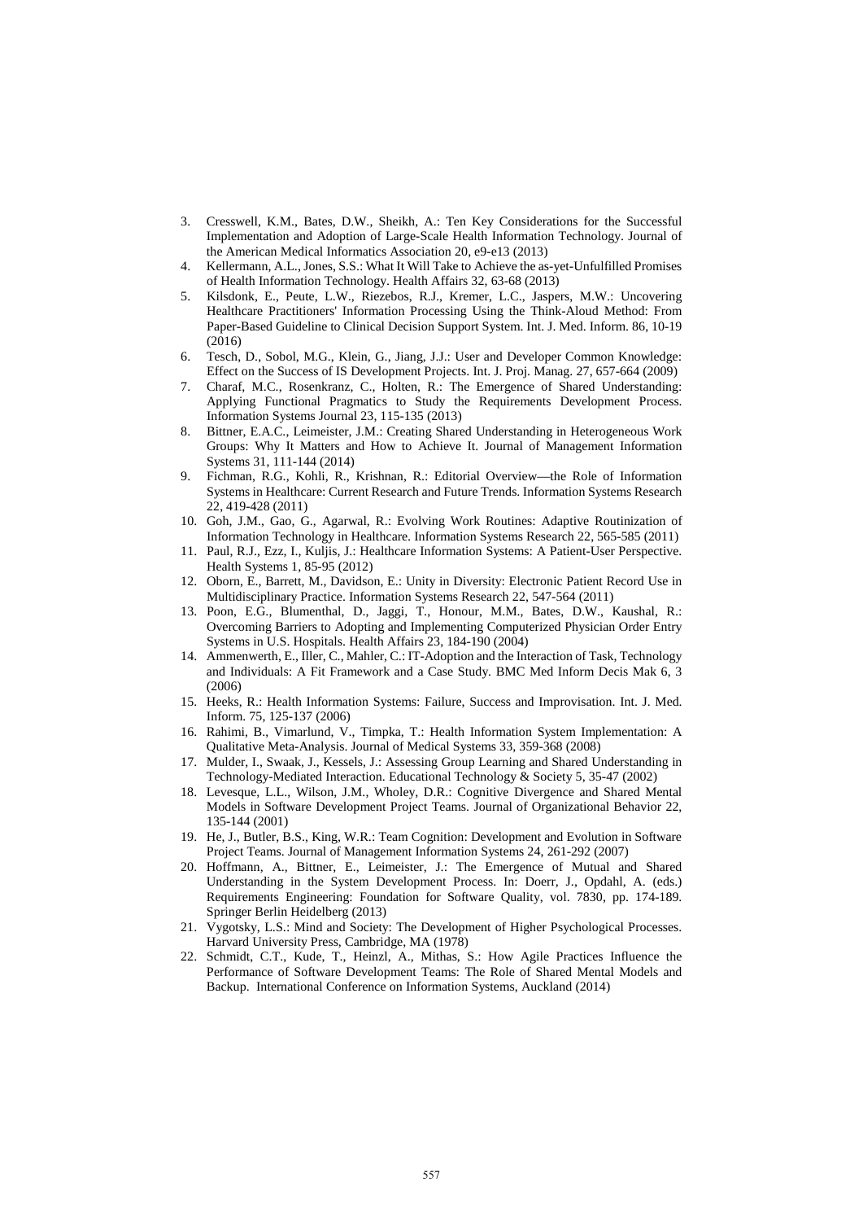3. Cresswell, K.M., Bates, D.W., Sheikh, A.: Ten Key Considerations for the Successful Implementation and Adoption of Large-Scale Health Information Technology. Journal of the American Medical Informatics Association 20, e9-e13 (2013)
4. Kellermann, A.L., Jones, S.S.: What It Will Take to Achieve the as-yet-Unfulfilled Promises of Health Information Technology. Health Affairs 32, 63-68 (2013)
5. Kilsdonk, E., Peute, L.W., Riezebos, R.J., Kremer, L.C., Jaspers, M.W.: Uncovering Healthcare Practitioners' Information Processing Using the Think-Aloud Method: From Paper-Based Guideline to Clinical Decision Support System. Int. J. Med. Inform. 86, 10-19 (2016)
6. Tesch, D., Sobol, M.G., Klein, G., Jiang, J.J.: User and Developer Common Knowledge: Effect on the Success of IS Development Projects. Int. J. Proj. Manag. 27, 657-664 (2009)
7. Charaf, M.C., Rosenkranz, C., Holten, R.: The Emergence of Shared Understanding: Applying Functional Pragmatics to Study the Requirements Development Process. Information Systems Journal 23, 115-135 (2013)
8. Bittner, E.A.C., Leimeister, J.M.: Creating Shared Understanding in Heterogeneous Work Groups: Why It Matters and How to Achieve It. Journal of Management Information Systems 31, 111-144 (2014)
9. Fichman, R.G., Kohli, R., Krishnan, R.: Editorial Overview—the Role of Information Systems in Healthcare: Current Research and Future Trends. Information Systems Research 22, 419-428 (2011)
10. Goh, J.M., Gao, G., Agarwal, R.: Evolving Work Routines: Adaptive Routinization of Information Technology in Healthcare. Information Systems Research 22, 565-585 (2011)
11. Paul, R.J., Ezz, I., Kuljis, J.: Healthcare Information Systems: A Patient-User Perspective. Health Systems 1, 85-95 (2012)
12. Oborn, E., Barrett, M., Davidson, E.: Unity in Diversity: Electronic Patient Record Use in Multidisciplinary Practice. Information Systems Research 22, 547-564 (2011)
13. Poon, E.G., Blumenthal, D., Jaggi, T., Honour, M.M., Bates, D.W., Kaushal, R.: Overcoming Barriers to Adopting and Implementing Computerized Physician Order Entry Systems in U.S. Hospitals. Health Affairs 23, 184-190 (2004)
14. Ammenwerth, E., Iller, C., Mahler, C.: IT-Adoption and the Interaction of Task, Technology and Individuals: A Fit Framework and a Case Study. BMC Med Inform Decis Mak 6, 3 (2006)
15. Heeks, R.: Health Information Systems: Failure, Success and Improvisation. Int. J. Med. Inform. 75, 125-137 (2006)
16. Rahimi, B., Vimarlund, V., Timpka, T.: Health Information System Implementation: A Qualitative Meta-Analysis. Journal of Medical Systems 33, 359-368 (2008)
17. Mulder, I., Swaak, J., Kessels, J.: Assessing Group Learning and Shared Understanding in Technology-Mediated Interaction. Educational Technology & Society 5, 35-47 (2002)
18. Levesque, L.L., Wilson, J.M., Wholey, D.R.: Cognitive Divergence and Shared Mental Models in Software Development Project Teams. Journal of Organizational Behavior 22, 135-144 (2001)
19. He, J., Butler, B.S., King, W.R.: Team Cognition: Development and Evolution in Software Project Teams. Journal of Management Information Systems 24, 261-292 (2007)
20. Hoffmann, A., Bittner, E., Leimeister, J.: The Emergence of Mutual and Shared Understanding in the System Development Process. In: Doerr, J., Opdahl, A. (eds.) Requirements Engineering: Foundation for Software Quality, vol. 7830, pp. 174-189. Springer Berlin Heidelberg (2013)
21. Vygotsky, L.S.: Mind and Society: The Development of Higher Psychological Processes. Harvard University Press, Cambridge, MA (1978)
22. Schmidt, C.T., Kude, T., Heinzl, A., Mithas, S.: How Agile Practices Influence the Performance of Software Development Teams: The Role of Shared Mental Models and Backup. International Conference on Information Systems, Auckland (2014)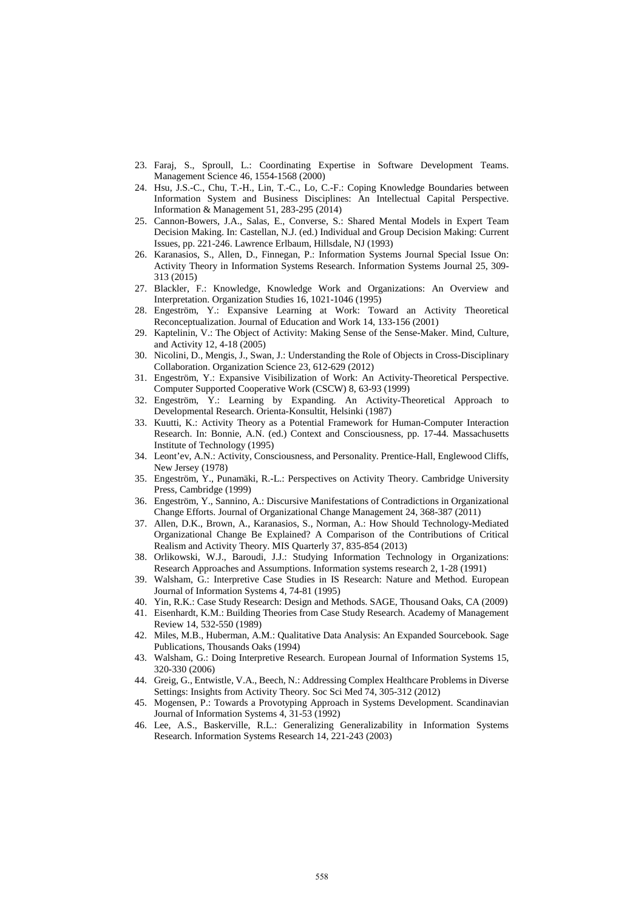23. Faraj, S., Sproull, L.: Coordinating Expertise in Software Development Teams. Management Science 46, 1554-1568 (2000)
24. Hsu, J.S.-C., Chu, T.-H., Lin, T.-C., Lo, C.-F.: Coping Knowledge Boundaries between Information System and Business Disciplines: An Intellectual Capital Perspective. Information & Management 51, 283-295 (2014)
25. Cannon-Bowers, J.A., Salas, E., Converse, S.: Shared Mental Models in Expert Team Decision Making. In: Castellan, N.J. (ed.) Individual and Group Decision Making: Current Issues, pp. 221-246. Lawrence Erlbaum, Hillsdale, NJ (1993)
26. Karanasios, S., Allen, D., Finnegan, P.: Information Systems Journal Special Issue On: Activity Theory in Information Systems Research. Information Systems Journal 25, 309-313 (2015)
27. Blackler, F.: Knowledge, Knowledge Work and Organizations: An Overview and Interpretation. Organization Studies 16, 1021-1046 (1995)
28. Engeström, Y.: Expansive Learning at Work: Toward an Activity Theoretical Reconceptualization. Journal of Education and Work 14, 133-156 (2001)
29. Kaptelinin, V.: The Object of Activity: Making Sense of the Sense-Maker. Mind, Culture, and Activity 12, 4-18 (2005)
30. Nicolini, D., Mengis, J., Swan, J.: Understanding the Role of Objects in Cross-Disciplinary Collaboration. Organization Science 23, 612-629 (2012)
31. Engeström, Y.: Expansive Visibilization of Work: An Activity-Theoretical Perspective. Computer Supported Cooperative Work (CSCW) 8, 63-93 (1999)
32. Engeström, Y.: Learning by Expanding. An Activity-Theoretical Approach to Developmental Research. Orienta-Konsultit, Helsinki (1987)
33. Kuutti, K.: Activity Theory as a Potential Framework for Human-Computer Interaction Research. In: Bonnie, A.N. (ed.) Context and Consciousness, pp. 17-44. Massachusetts Institute of Technology (1995)
34. Leont'ev, A.N.: Activity, Consciousness, and Personality. Prentice-Hall, Englewood Cliffs, New Jersey (1978)
35. Engeström, Y., Punamäki, R.-L.: Perspectives on Activity Theory. Cambridge University Press, Cambridge (1999)
36. Engeström, Y., Sannino, A.: Discursive Manifestations of Contradictions in Organizational Change Efforts. Journal of Organizational Change Management 24, 368-387 (2011)
37. Allen, D.K., Brown, A., Karanasios, S., Norman, A.: How Should Technology-Mediated Organizational Change Be Explained? A Comparison of the Contributions of Critical Realism and Activity Theory. MIS Quarterly 37, 835-854 (2013)
38. Orlikowski, W.J., Baroudi, J.J.: Studying Information Technology in Organizations: Research Approaches and Assumptions. Information systems research 2, 1-28 (1991)
39. Walsham, G.: Interpretive Case Studies in IS Research: Nature and Method. European Journal of Information Systems 4, 74-81 (1995)
40. Yin, R.K.: Case Study Research: Design and Methods. SAGE, Thousand Oaks, CA (2009)
41. Eisenhardt, K.M.: Building Theories from Case Study Research. Academy of Management Review 14, 532-550 (1989)
42. Miles, M.B., Huberman, A.M.: Qualitative Data Analysis: An Expanded Sourcebook. Sage Publications, Thousands Oaks (1994)
43. Walsham, G.: Doing Interpretive Research. European Journal of Information Systems 15, 320-330 (2006)
44. Greig, G., Entwistle, V.A., Beech, N.: Addressing Complex Healthcare Problems in Diverse Settings: Insights from Activity Theory. Soc Sci Med 74, 305-312 (2012)
45. Mogensen, P.: Towards a Provotyping Approach in Systems Development. Scandinavian Journal of Information Systems 4, 31-53 (1992)
46. Lee, A.S., Baskerville, R.L.: Generalizing Generalizability in Information Systems Research. Information Systems Research 14, 221-243 (2003)